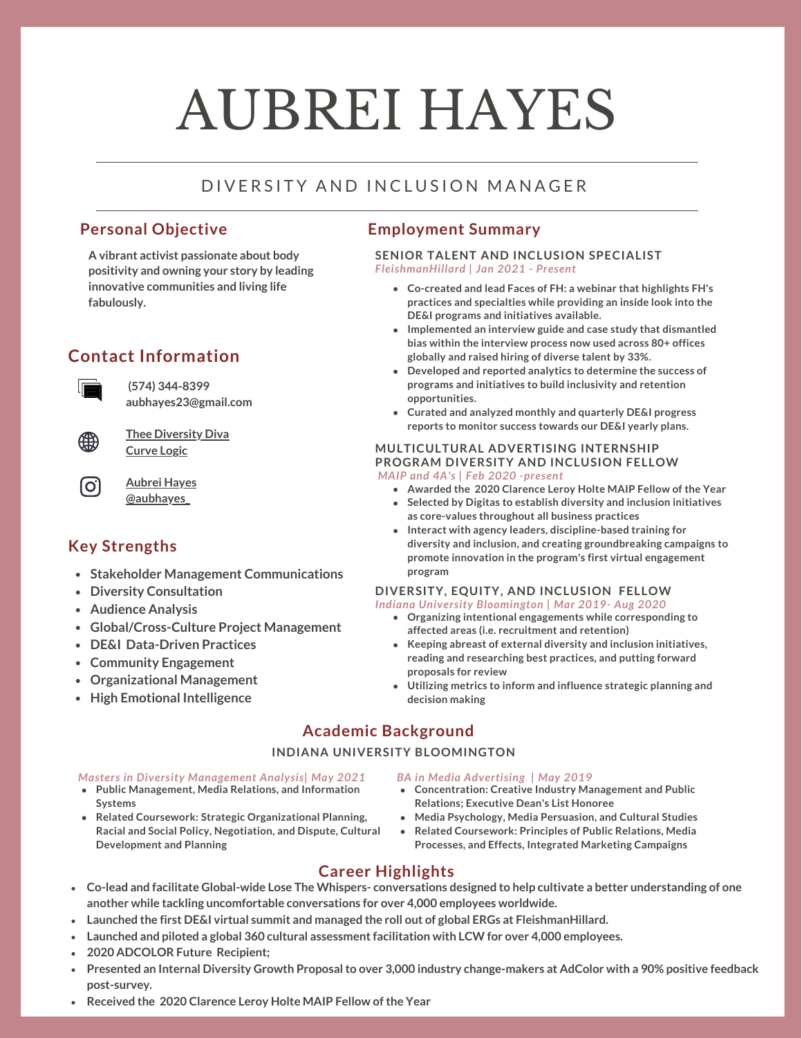# AUBREI HAYES

## DIVERSITY AND INCLUSION MANAGER

## Personal Objective

**A vibrant activist passionate about body positivity and owning your story by leading innovative communities and living life fabulously.**

## Contact Information

**(574) 344-8399**
**aubhayes23@gmail.com**

**Thee Diversity Diva**
**Curve Logic**

**Aubrei Hayes**
**@aubhayes_**

## Key Strengths

- **Stakeholder Management Communications**
- **Diversity Consultation**
- **Audience Analysis**
- **Global/Cross-Culture Project Management**
- **DE&I Data-Driven Practices**
- **Community Engagement**
- **Organizational Management**
- **High Emotional Intelligence**

## Employment Summary

### SENIOR TALENT AND INCLUSION SPECIALIST

*FleishmanHillard | Jan 2021 - Present*

- **Co-created and lead Faces of FH: a webinar that highlights FH's practices and specialties while providing an inside look into the DE&I programs and initiatives available.**
- **Implemented an interview guide and case study that dismantled bias within the interview process now used across 80+ offices globally and raised hiring of diverse talent by 33%.**
- **Developed and reported analytics to determine the success of programs and initiatives to build inclusivity and retention opportunities.**
- **Curated and analyzed monthly and quarterly DE&I progress reports to monitor success towards our DE&I yearly plans.**

### MULTICULTURAL ADVERTISING INTERNSHIP PROGRAM DIVERSITY AND INCLUSION FELLOW

*MAIP and 4A's | Feb 2020 -present*

- **Awarded the 2020 Clarence Leroy Holte MAIP Fellow of the Year**
- **Selected by Digitas to establish diversity and inclusion initiatives as core-values throughout all business practices**
- **Interact with agency leaders, discipline-based training for diversity and inclusion, and creating groundbreaking campaigns to promote innovation in the program's first virtual engagement program**

### DIVERSITY, EQUITY, AND INCLUSION FELLOW

*Indiana University Bloomington | Mar 2019- Aug 2020*

- **Organizing intentional engagements while corresponding to affected areas (i.e. recruitment and retention)**
- **Keeping abreast of external diversity and inclusion initiatives, reading and researching best practices, and putting forward proposals for review**
- **Utilizing metrics to inform and influence strategic planning and decision making**

## Academic Background

### INDIANA UNIVERSITY BLOOMINGTON

*Masters in Diversity Management Analysis| May 2021*

- **Public Management, Media Relations, and Information Systems**
- **Related Coursework: Strategic Organizational Planning, Racial and Social Policy, Negotiation, and Dispute, Cultural Development and Planning**

*BA in Media Advertising | May 2019*

- **Concentration: Creative Industry Management and Public Relations; Executive Dean's List Honoree**
- **Media Psychology, Media Persuasion, and Cultural Studies**
- **Related Coursework: Principles of Public Relations, Media Processes, and Effects, Integrated Marketing Campaigns**

## Career Highlights

- **Co-lead and facilitate Global-wide Lose The Whispers- conversations designed to help cultivate a better understanding of one another while tackling uncomfortable conversations for over 4,000 employees worldwide.**
- **Launched the first DE&I virtual summit and managed the roll out of global ERGs at FleishmanHillard.**
- **Launched and piloted a global 360 cultural assessment facilitation with LCW for over 4,000 employees.**
- **2020 ADCOLOR Future Recipient;**
- **Presented an Internal Diversity Growth Proposal to over 3,000 industry change-makers at AdColor with a 90% positive feedback post-survey.**
- **Received the 2020 Clarence Leroy Holte MAIP Fellow of the Year**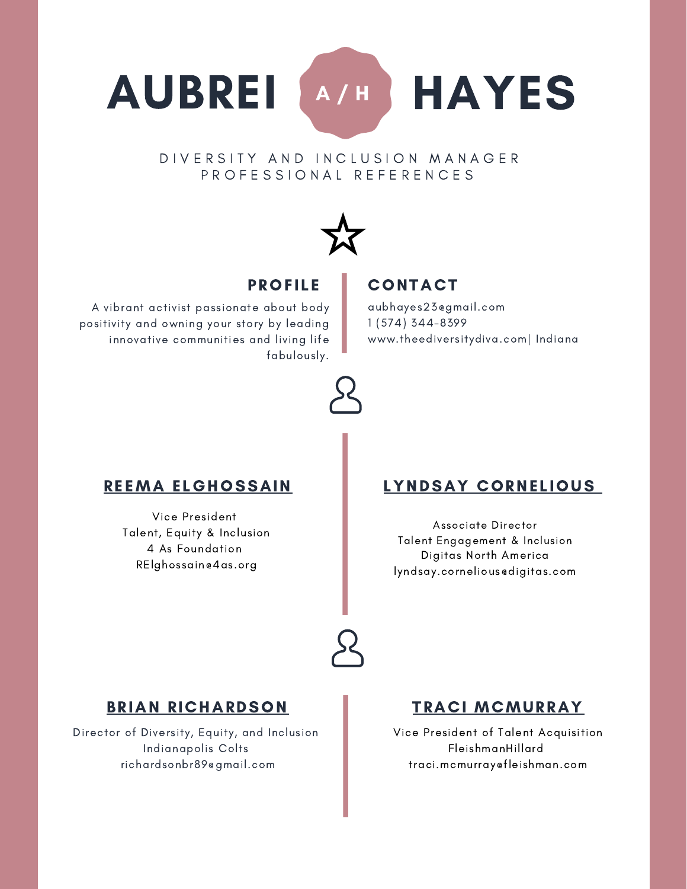# AUBREI A / H HAYES

DIVERSITY AND INCLUSION MANAGER
PROFESSIONAL REFERENCES

☆

## PROFILE

A vibrant activist passionate about body positivity and owning your story by leading innovative communities and living life fabulously.

## CONTACT

aubhayes23@gmail.com
1 (574) 344-8399
www.theediversitydiva.com| Indiana

## REEMA ELGHOSSAIN

Vice President
Talent, Equity & Inclusion
4 As Foundation
RElghossain@4as.org

## LYNDSAY CORNELIOUS

Associate Director
Talent Engagement & Inclusion
Digitas North America
lyndsay.cornelious@digitas.com

## BRIAN RICHARDSON

Director of Diversity, Equity, and Inclusion
Indianapolis Colts
richardsonbr89@gmail.com

## TRACI MCMURRAY

Vice President of Talent Acquisition
FleishmanHillard
traci.mcmurray@fleishman.com